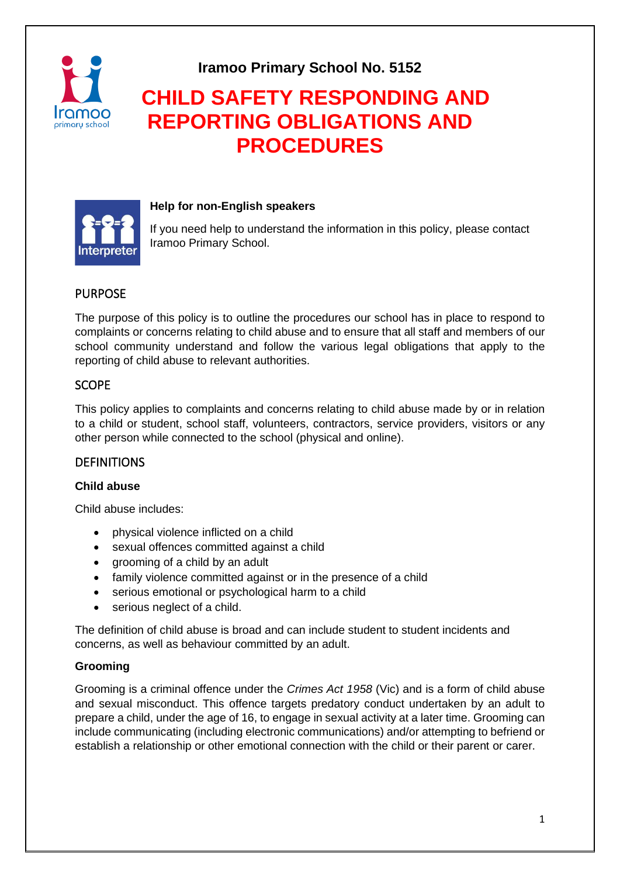**Iramoo Primary School No. 5152**

# CHILD SAFETY RESPONDING AND REPORTING OBLIGATIONS AND PROCEDURES

**Help for non-English speakers**

If you need help to understand the information in this policy, please contact Iramoo Primary School.

## PURPOSE

The purpose of this policy is to outline the procedures our school has in place to respond to complaints or concerns relating to child abuse and to ensure that all staff and members of our school community understand and follow the various legal obligations that apply to the reporting of child abuse to relevant authorities.

## SCOPE

This policy applies to complaints and concerns relating to child abuse made by or in relation to a child or student, school staff, volunteers, contractors, service providers, visitors or any other person while connected to the school (physical and online).

## DEFINITIONS

**Child abuse**

Child abuse includes:

- physical violence inflicted on a child
- sexual offences committed against a child
- grooming of a child by an adult
- family violence committed against or in the presence of a child
- serious emotional or psychological harm to a child
- serious neglect of a child.

The definition of child abuse is broad and can include student to student incidents and concerns, as well as behaviour committed by an adult.

**Grooming**

Grooming is a criminal offence under the *Crimes Act 1958* (Vic) and is a form of child abuse and sexual misconduct. This offence targets predatory conduct undertaken by an adult to prepare a child, under the age of 16, to engage in sexual activity at a later time. Grooming can include communicating (including electronic communications) and/or attempting to befriend or establish a relationship or other emotional connection with the child or their parent or carer.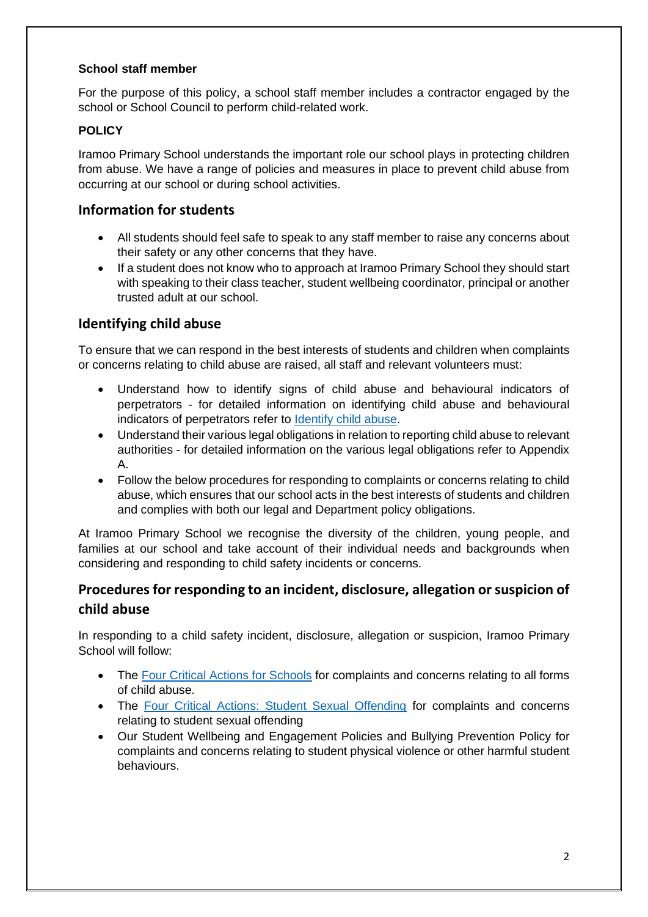**School staff member**

For the purpose of this policy, a school staff member includes a contractor engaged by the school or School Council to perform child-related work.

**POLICY**

Iramoo Primary School understands the important role our school plays in protecting children from abuse. We have a range of policies and measures in place to prevent child abuse from occurring at our school or during school activities.

## Information for students

- All students should feel safe to speak to any staff member to raise any concerns about their safety or any other concerns that they have.
- If a student does not know who to approach at Iramoo Primary School they should start with speaking to their class teacher, student wellbeing coordinator, principal or another trusted adult at our school.

## Identifying child abuse

To ensure that we can respond in the best interests of students and children when complaints or concerns relating to child abuse are raised, all staff and relevant volunteers must:

- Understand how to identify signs of child abuse and behavioural indicators of perpetrators - for detailed information on identifying child abuse and behavioural indicators of perpetrators refer to Identify child abuse.
- Understand their various legal obligations in relation to reporting child abuse to relevant authorities - for detailed information on the various legal obligations refer to Appendix A.
- Follow the below procedures for responding to complaints or concerns relating to child abuse, which ensures that our school acts in the best interests of students and children and complies with both our legal and Department policy obligations.

At Iramoo Primary School we recognise the diversity of the children, young people, and families at our school and take account of their individual needs and backgrounds when considering and responding to child safety incidents or concerns.

## Procedures for responding to an incident, disclosure, allegation or suspicion of child abuse

In responding to a child safety incident, disclosure, allegation or suspicion, Iramoo Primary School will follow:

- The Four Critical Actions for Schools for complaints and concerns relating to all forms of child abuse.
- The Four Critical Actions: Student Sexual Offending for complaints and concerns relating to student sexual offending
- Our Student Wellbeing and Engagement Policies and Bullying Prevention Policy for complaints and concerns relating to student physical violence or other harmful student behaviours.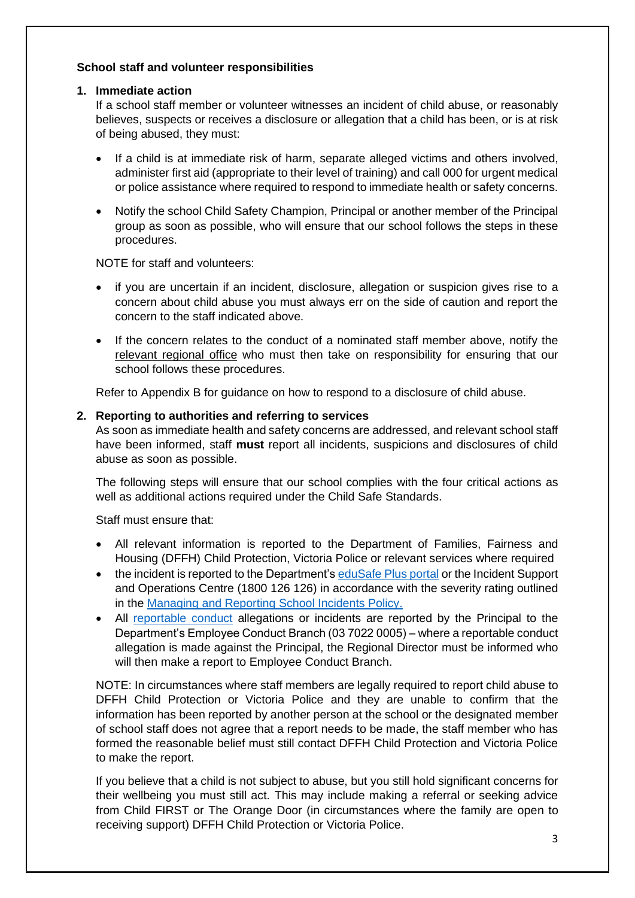**School staff and volunteer responsibilities**

1. **Immediate action**

   If a school staff member or volunteer witnesses an incident of child abuse, or reasonably believes, suspects or receives a disclosure or allegation that a child has been, or is at risk of being abused, they must:

   - If a child is at immediate risk of harm, separate alleged victims and others involved, administer first aid (appropriate to their level of training) and call 000 for urgent medical or police assistance where required to respond to immediate health or safety concerns.
   - Notify the school Child Safety Champion, Principal or another member of the Principal group as soon as possible, who will ensure that our school follows the steps in these procedures.

   NOTE for staff and volunteers:

   - if you are uncertain if an incident, disclosure, allegation or suspicion gives rise to a concern about child abuse you must always err on the side of caution and report the concern to the staff indicated above.
   - If the concern relates to the conduct of a nominated staff member above, notify the relevant regional office who must then take on responsibility for ensuring that our school follows these procedures.

   Refer to Appendix B for guidance on how to respond to a disclosure of child abuse.

2. **Reporting to authorities and referring to services**

   As soon as immediate health and safety concerns are addressed, and relevant school staff have been informed, staff **must** report all incidents, suspicions and disclosures of child abuse as soon as possible.

   The following steps will ensure that our school complies with the four critical actions as well as additional actions required under the Child Safe Standards.

   Staff must ensure that:

   - All relevant information is reported to the Department of Families, Fairness and Housing (DFFH) Child Protection, Victoria Police or relevant services where required
   - the incident is reported to the Department's eduSafe Plus portal or the Incident Support and Operations Centre (1800 126 126) in accordance with the severity rating outlined in the Managing and Reporting School Incidents Policy.
   - All reportable conduct allegations or incidents are reported by the Principal to the Department's Employee Conduct Branch (03 7022 0005) – where a reportable conduct allegation is made against the Principal, the Regional Director must be informed who will then make a report to Employee Conduct Branch.

   NOTE: In circumstances where staff members are legally required to report child abuse to DFFH Child Protection or Victoria Police and they are unable to confirm that the information has been reported by another person at the school or the designated member of school staff does not agree that a report needs to be made, the staff member who has formed the reasonable belief must still contact DFFH Child Protection and Victoria Police to make the report.

   If you believe that a child is not subject to abuse, but you still hold significant concerns for their wellbeing you must still act. This may include making a referral or seeking advice from Child FIRST or The Orange Door (in circumstances where the family are open to receiving support) DFFH Child Protection or Victoria Police.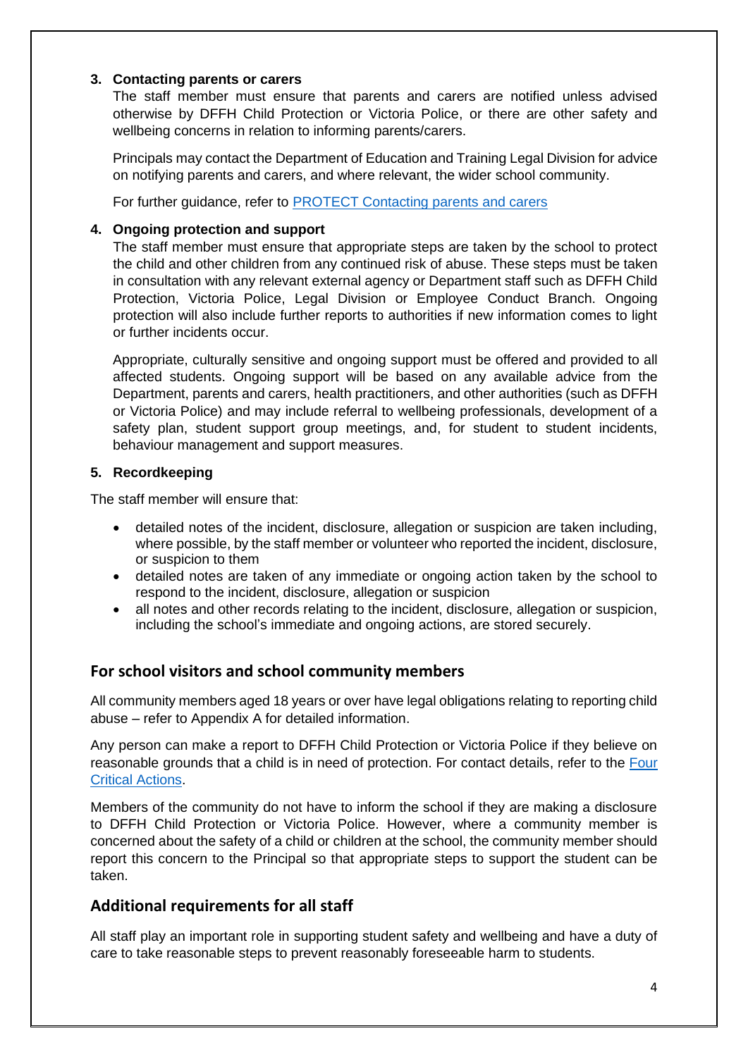3. **Contacting parents or carers**

   The staff member must ensure that parents and carers are notified unless advised otherwise by DFFH Child Protection or Victoria Police, or there are other safety and wellbeing concerns in relation to informing parents/carers.

   Principals may contact the Department of Education and Training Legal Division for advice on notifying parents and carers, and where relevant, the wider school community.

   For further guidance, refer to [PROTECT Contacting parents and carers]()

4. **Ongoing protection and support**

   The staff member must ensure that appropriate steps are taken by the school to protect the child and other children from any continued risk of abuse. These steps must be taken in consultation with any relevant external agency or Department staff such as DFFH Child Protection, Victoria Police, Legal Division or Employee Conduct Branch. Ongoing protection will also include further reports to authorities if new information comes to light or further incidents occur.

   Appropriate, culturally sensitive and ongoing support must be offered and provided to all affected students. Ongoing support will be based on any available advice from the Department, parents and carers, health practitioners, and other authorities (such as DFFH or Victoria Police) and may include referral to wellbeing professionals, development of a safety plan, student support group meetings, and, for student to student incidents, behaviour management and support measures.

5. **Recordkeeping**

The staff member will ensure that:

- detailed notes of the incident, disclosure, allegation or suspicion are taken including, where possible, by the staff member or volunteer who reported the incident, disclosure, or suspicion to them
- detailed notes are taken of any immediate or ongoing action taken by the school to respond to the incident, disclosure, allegation or suspicion
- all notes and other records relating to the incident, disclosure, allegation or suspicion, including the school's immediate and ongoing actions, are stored securely.

## For school visitors and school community members

All community members aged 18 years or over have legal obligations relating to reporting child abuse – refer to Appendix A for detailed information.

Any person can make a report to DFFH Child Protection or Victoria Police if they believe on reasonable grounds that a child is in need of protection. For contact details, refer to the [Four Critical Actions]().

Members of the community do not have to inform the school if they are making a disclosure to DFFH Child Protection or Victoria Police. However, where a community member is concerned about the safety of a child or children at the school, the community member should report this concern to the Principal so that appropriate steps to support the student can be taken.

## Additional requirements for all staff

All staff play an important role in supporting student safety and wellbeing and have a duty of care to take reasonable steps to prevent reasonably foreseeable harm to students.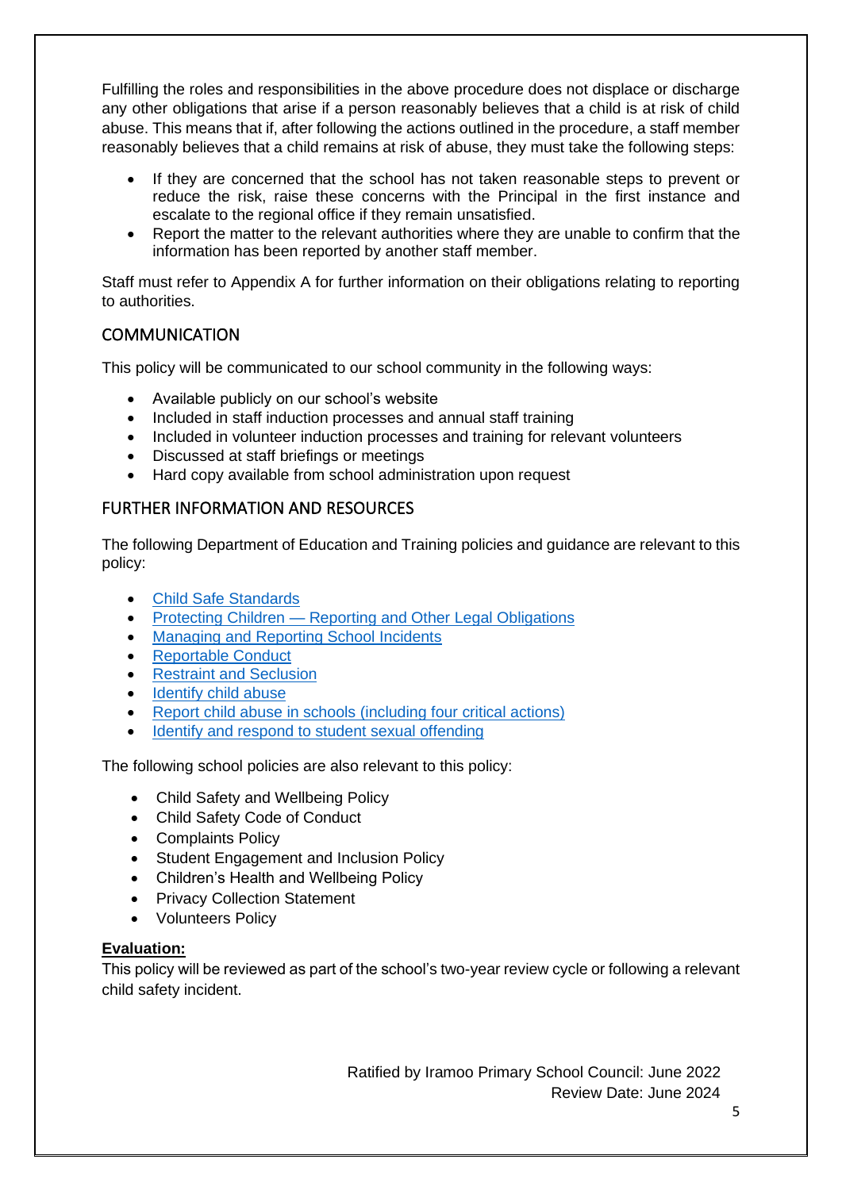Fulfilling the roles and responsibilities in the above procedure does not displace or discharge any other obligations that arise if a person reasonably believes that a child is at risk of child abuse. This means that if, after following the actions outlined in the procedure, a staff member reasonably believes that a child remains at risk of abuse, they must take the following steps:

- If they are concerned that the school has not taken reasonable steps to prevent or reduce the risk, raise these concerns with the Principal in the first instance and escalate to the regional office if they remain unsatisfied.
- Report the matter to the relevant authorities where they are unable to confirm that the information has been reported by another staff member.

Staff must refer to Appendix A for further information on their obligations relating to reporting to authorities.

## COMMUNICATION

This policy will be communicated to our school community in the following ways:

- Available publicly on our school's website
- Included in staff induction processes and annual staff training
- Included in volunteer induction processes and training for relevant volunteers
- Discussed at staff briefings or meetings
- Hard copy available from school administration upon request

## FURTHER INFORMATION AND RESOURCES

The following Department of Education and Training policies and guidance are relevant to this policy:

- Child Safe Standards
- Protecting Children — Reporting and Other Legal Obligations
- Managing and Reporting School Incidents
- Reportable Conduct
- Restraint and Seclusion
- Identify child abuse
- Report child abuse in schools (including four critical actions)
- Identify and respond to student sexual offending

The following school policies are also relevant to this policy:

- Child Safety and Wellbeing Policy
- Child Safety Code of Conduct
- Complaints Policy
- Student Engagement and Inclusion Policy
- Children's Health and Wellbeing Policy
- Privacy Collection Statement
- Volunteers Policy

**Evaluation:**

This policy will be reviewed as part of the school's two-year review cycle or following a relevant child safety incident.

Ratified by Iramoo Primary School Council: June 2022
Review Date: June 2024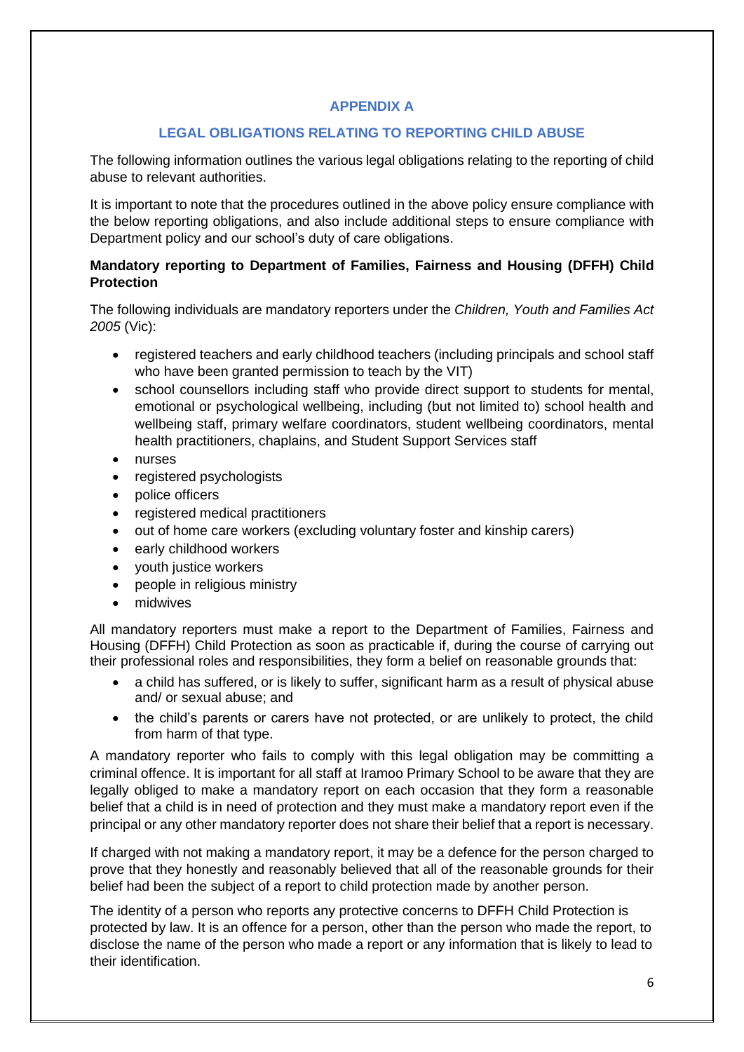## APPENDIX A

## LEGAL OBLIGATIONS RELATING TO REPORTING CHILD ABUSE

The following information outlines the various legal obligations relating to the reporting of child abuse to relevant authorities.

It is important to note that the procedures outlined in the above policy ensure compliance with the below reporting obligations, and also include additional steps to ensure compliance with Department policy and our school's duty of care obligations.

**Mandatory reporting to Department of Families, Fairness and Housing (DFFH) Child Protection**

The following individuals are mandatory reporters under the *Children, Youth and Families Act 2005* (Vic):

- registered teachers and early childhood teachers (including principals and school staff who have been granted permission to teach by the VIT)
- school counsellors including staff who provide direct support to students for mental, emotional or psychological wellbeing, including (but not limited to) school health and wellbeing staff, primary welfare coordinators, student wellbeing coordinators, mental health practitioners, chaplains, and Student Support Services staff
- nurses
- registered psychologists
- police officers
- registered medical practitioners
- out of home care workers (excluding voluntary foster and kinship carers)
- early childhood workers
- youth justice workers
- people in religious ministry
- midwives

All mandatory reporters must make a report to the Department of Families, Fairness and Housing (DFFH) Child Protection as soon as practicable if, during the course of carrying out their professional roles and responsibilities, they form a belief on reasonable grounds that:

- a child has suffered, or is likely to suffer, significant harm as a result of physical abuse and/ or sexual abuse; and
- the child's parents or carers have not protected, or are unlikely to protect, the child from harm of that type.

A mandatory reporter who fails to comply with this legal obligation may be committing a criminal offence. It is important for all staff at Iramoo Primary School to be aware that they are legally obliged to make a mandatory report on each occasion that they form a reasonable belief that a child is in need of protection and they must make a mandatory report even if the principal or any other mandatory reporter does not share their belief that a report is necessary.

If charged with not making a mandatory report, it may be a defence for the person charged to prove that they honestly and reasonably believed that all of the reasonable grounds for their belief had been the subject of a report to child protection made by another person.

The identity of a person who reports any protective concerns to DFFH Child Protection is protected by law. It is an offence for a person, other than the person who made the report, to disclose the name of the person who made a report or any information that is likely to lead to their identification.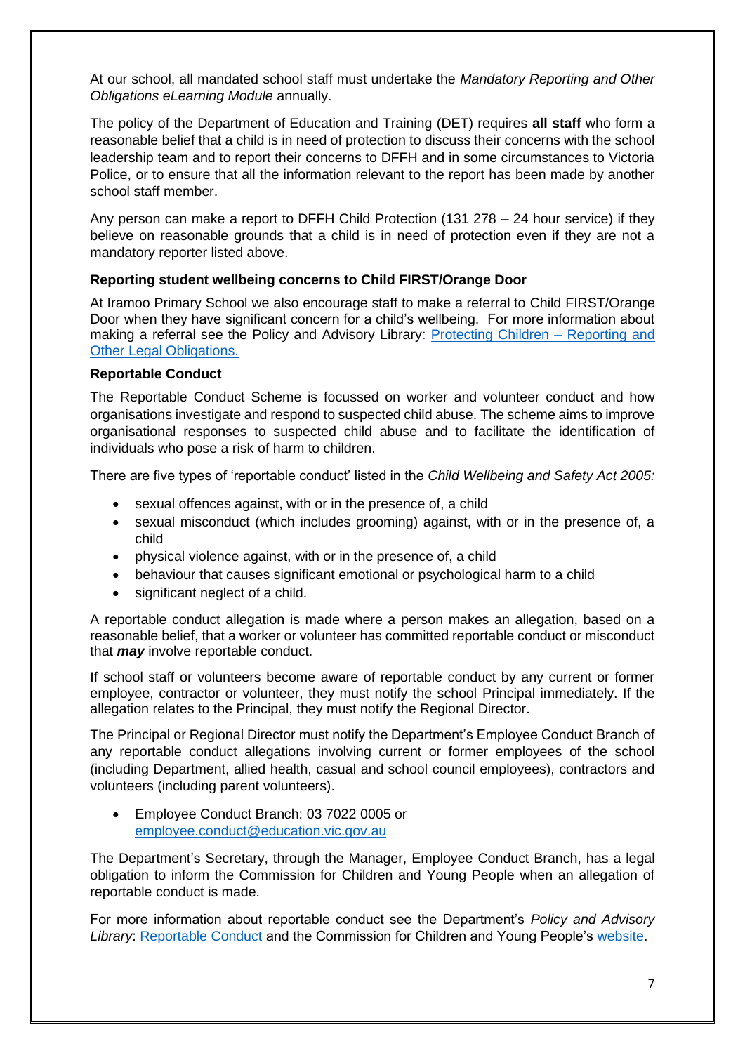At our school, all mandated school staff must undertake the *Mandatory Reporting and Other Obligations eLearning Module* annually.

The policy of the Department of Education and Training (DET) requires **all staff** who form a reasonable belief that a child is in need of protection to discuss their concerns with the school leadership team and to report their concerns to DFFH and in some circumstances to Victoria Police, or to ensure that all the information relevant to the report has been made by another school staff member.

Any person can make a report to DFFH Child Protection (131 278 – 24 hour service) if they believe on reasonable grounds that a child is in need of protection even if they are not a mandatory reporter listed above.

**Reporting student wellbeing concerns to Child FIRST/Orange Door**

At Iramoo Primary School we also encourage staff to make a referral to Child FIRST/Orange Door when they have significant concern for a child's wellbeing. For more information about making a referral see the Policy and Advisory Library: [Protecting Children – Reporting and Other Legal Obligations.]()

**Reportable Conduct**

The Reportable Conduct Scheme is focussed on worker and volunteer conduct and how organisations investigate and respond to suspected child abuse. The scheme aims to improve organisational responses to suspected child abuse and to facilitate the identification of individuals who pose a risk of harm to children.

There are five types of 'reportable conduct' listed in the *Child Wellbeing and Safety Act 2005:*

- sexual offences against, with or in the presence of, a child
- sexual misconduct (which includes grooming) against, with or in the presence of, a child
- physical violence against, with or in the presence of, a child
- behaviour that causes significant emotional or psychological harm to a child
- significant neglect of a child.

A reportable conduct allegation is made where a person makes an allegation, based on a reasonable belief, that a worker or volunteer has committed reportable conduct or misconduct that ***may*** involve reportable conduct.

If school staff or volunteers become aware of reportable conduct by any current or former employee, contractor or volunteer, they must notify the school Principal immediately. If the allegation relates to the Principal, they must notify the Regional Director.

The Principal or Regional Director must notify the Department's Employee Conduct Branch of any reportable conduct allegations involving current or former employees of the school (including Department, allied health, casual and school council employees), contractors and volunteers (including parent volunteers).

- Employee Conduct Branch: 03 7022 0005 or employee.conduct@education.vic.gov.au

The Department's Secretary, through the Manager, Employee Conduct Branch, has a legal obligation to inform the Commission for Children and Young People when an allegation of reportable conduct is made.

For more information about reportable conduct see the Department's *Policy and Advisory Library*: [Reportable Conduct]() and the Commission for Children and Young People's [website]().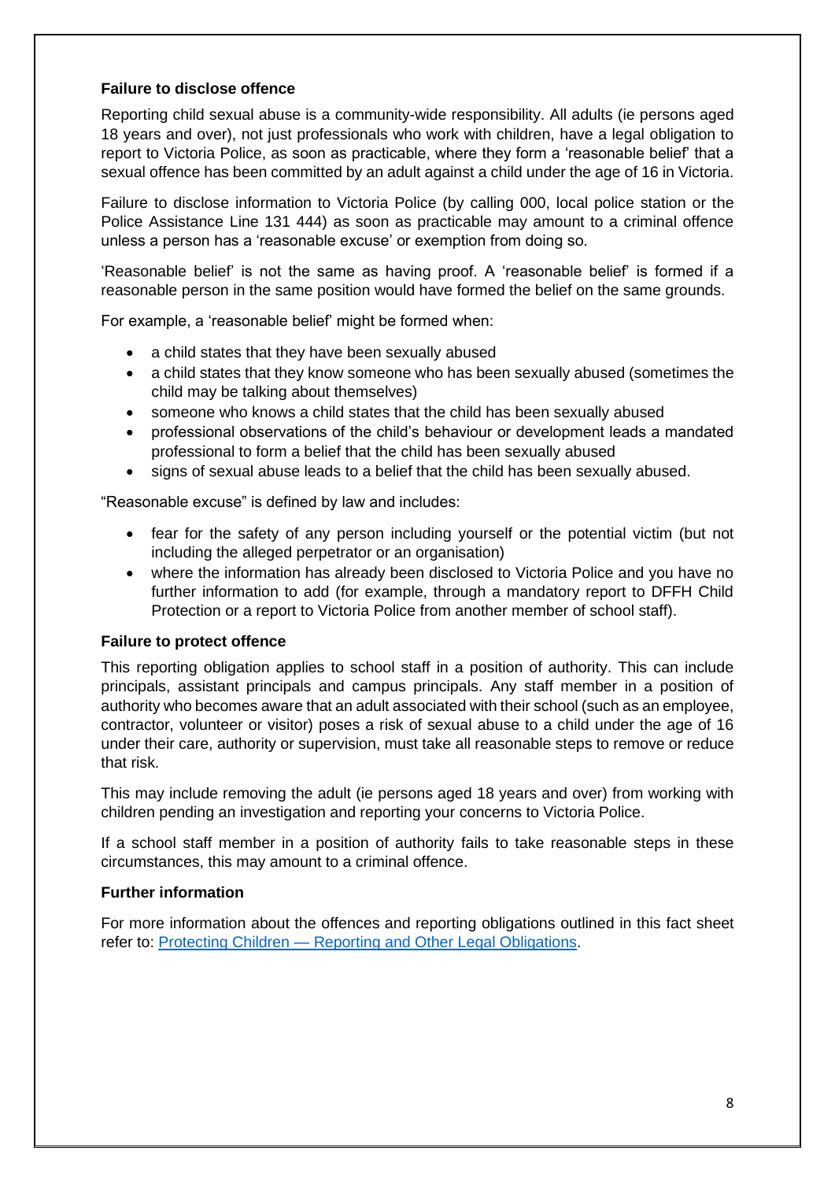**Failure to disclose offence**

Reporting child sexual abuse is a community-wide responsibility. All adults (ie persons aged 18 years and over), not just professionals who work with children, have a legal obligation to report to Victoria Police, as soon as practicable, where they form a 'reasonable belief' that a sexual offence has been committed by an adult against a child under the age of 16 in Victoria.

Failure to disclose information to Victoria Police (by calling 000, local police station or the Police Assistance Line 131 444) as soon as practicable may amount to a criminal offence unless a person has a 'reasonable excuse' or exemption from doing so.

'Reasonable belief' is not the same as having proof. A 'reasonable belief' is formed if a reasonable person in the same position would have formed the belief on the same grounds.

For example, a 'reasonable belief' might be formed when:

- a child states that they have been sexually abused
- a child states that they know someone who has been sexually abused (sometimes the child may be talking about themselves)
- someone who knows a child states that the child has been sexually abused
- professional observations of the child's behaviour or development leads a mandated professional to form a belief that the child has been sexually abused
- signs of sexual abuse leads to a belief that the child has been sexually abused.

"Reasonable excuse" is defined by law and includes:

- fear for the safety of any person including yourself or the potential victim (but not including the alleged perpetrator or an organisation)
- where the information has already been disclosed to Victoria Police and you have no further information to add (for example, through a mandatory report to DFFH Child Protection or a report to Victoria Police from another member of school staff).

**Failure to protect offence**

This reporting obligation applies to school staff in a position of authority. This can include principals, assistant principals and campus principals. Any staff member in a position of authority who becomes aware that an adult associated with their school (such as an employee, contractor, volunteer or visitor) poses a risk of sexual abuse to a child under the age of 16 under their care, authority or supervision, must take all reasonable steps to remove or reduce that risk.

This may include removing the adult (ie persons aged 18 years and over) from working with children pending an investigation and reporting your concerns to Victoria Police.

If a school staff member in a position of authority fails to take reasonable steps in these circumstances, this may amount to a criminal offence.

**Further information**

For more information about the offences and reporting obligations outlined in this fact sheet refer to: Protecting Children — Reporting and Other Legal Obligations.